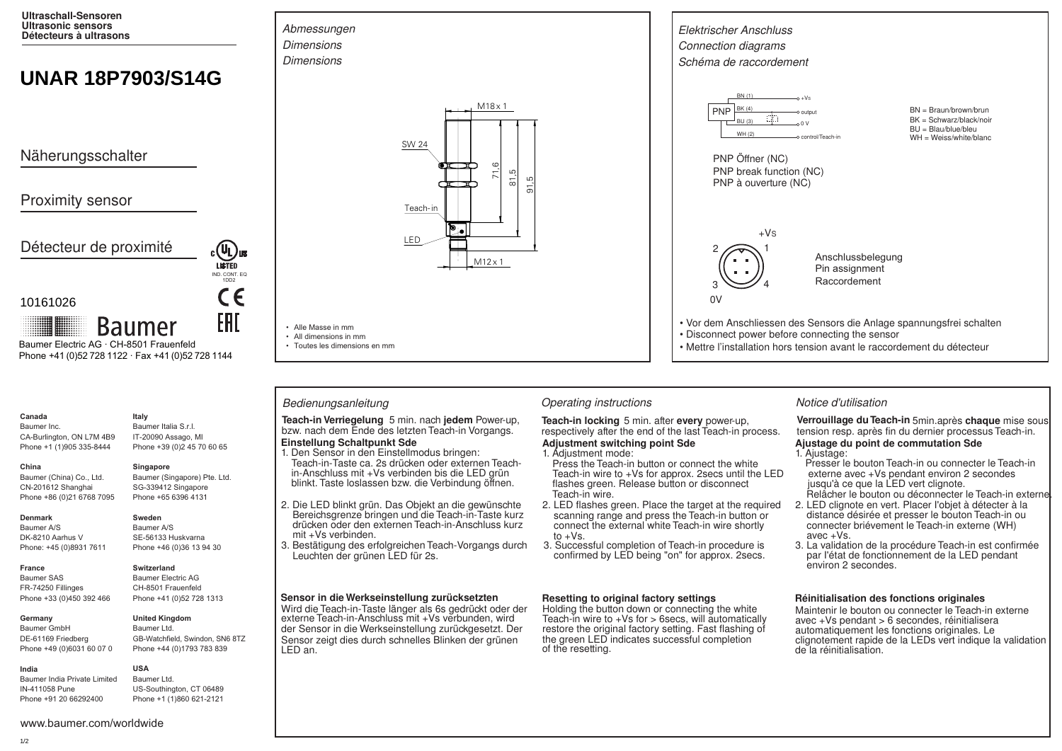**Ultraschall-Sensoren**
**Ultrasonic sensors**
**Détecteurs à ultrasons**

# UNAR 18P7903/S14G

Näherungsschalter

Proximity sensor

Détecteur de proximité

10161026

Baumer

Baumer Electric AG · CH-8501 Frauenfeld
Phone +41 (0)52 728 1122 · Fax +41 (0)52 728 1144

LISTED IND. CONT. EQ 1DD2

## *Abmessungen* / *Dimensions* / *Dimensions*

M18 x 1, SW 24, Teach-in, LED, M12 x 1, 71,6, 81,5, 91,5

- Alle Masse in mm
- All dimensions in mm
- Toutes les dimensions en mm

## *Elektrischer Anschluss* / *Connection diagrams* / *Schéma de raccordement*

PNP: BN (1) +Vs; BK (4) output; BU (3) 0 V; WH (2) control/Teach-in

BN = Braun/brown/brun
BK = Schwarz/black/noir
BU = Blau/blue/bleu
WH = Weiss/white/blanc

PNP Öffner (NC)
PNP break function (NC)
PNP à ouverture (NC)

Pin: 1 +Vs, 2, 3 0V, 4

Anschlussbelegung
Pin assignment
Raccordement

- Vor dem Anschliessen des Sensors die Anlage spannungsfrei schalten
- Disconnect power before connecting the sensor
- Mettre l'installation hors tension avant le raccordement du détecteur

## *Bedienungsanleitung*

**Teach-in Verriegelung** 5 min. nach **jedem** Power-up, bzw. nach dem Ende des letzten Teach-in Vorgangs.

**Einstellung Schaltpunkt Sde**

1. Den Sensor in den Einstellmodus bringen: Teach-in-Taste ca. 2s drücken oder externen Teach-in-Anschluss mit +Vs verbinden bis die LED grün blinkt. Taste loslassen bzw. die Verbindung öffnen.
2. Die LED blinkt grün. Das Objekt an die gewünschte Bereichsgrenze bringen und die Teach-in-Taste kurz drücken oder den externen Teach-in-Anschluss kurz mit +Vs verbinden.
3. Bestätigung des erfolgreichen Teach-Vorgangs durch Leuchten der grünen LED für 2s.

**Sensor in die Werkseinstellung zurücksetzten**

Wird die Teach-in-Taste länger als 6s gedrückt oder der externe Teach-in-Anschluss mit +Vs verbunden, wird der Sensor in die Werkseinstellung zurückgesetzt. Der Sensor zeigt dies durch schnelles Blinken der grünen LED an.

## *Operating instructions*

**Teach-in locking** 5 min. after **every** power-up, respectively after the end of the last Teach-in process.

**Adjustment switching point Sde**

1. Adjustment mode: Press the Teach-in button or connect the white Teach-in wire to +Vs for approx. 2secs until the LED flashes green. Release button or disconnect Teach-in wire.
2. LED flashes green. Place the target at the required scanning range and press the Teach-in button or connect the external white Teach-in wire shortly to +Vs.
3. Successful completion of Teach-in procedure is confirmed by LED being "on" for approx. 2secs.

**Resetting to original factory settings**

Holding the button down or connecting the white Teach-in wire to +Vs for > 6secs, will automatically restore the original factory setting. Fast flashing of the green LED indicates successful completion of the resetting.

## *Notice d'utilisation*

**Verrouillage du Teach-in** 5min.après **chaque** mise sous tension resp. après fin du dernier processus Teach-in.

**Ajustage du point de commutation Sde**

1. Ajustage: Presser le bouton Teach-in ou connecter le Teach-in externe avec +Vs pendant environ 2 secondes jusqu'à ce que la LED vert clignote. Relâcher le bouton ou déconnecter le Teach-in externe.
2. LED clignote en vert. Placer l'objet à détecter à la distance désirée et presser le bouton Teach-in ou connecter briévement le Teach-in externe (WH) avec +Vs.
3. La validation de la procédure Teach-in est confirmée par l'état de fonctionnement de la LED pendant environ 2 secondes.

**Réinitialisation des fonctions originales**

Maintenir le bouton ou connecter le Teach-in externe avec +Vs pendant > 6 secondes, réinitialisera automatiquement les fonctions originales. Le clignotement rapide de la LEDs vert indique la validation de la réinitialisation.

---

**Canada**
Baumer Inc.
CA-Burlington, ON L7M 4B9
Phone +1 (1)905 335-8444

**China**
Baumer (China) Co., Ltd.
CN-201612 Shanghai
Phone +86 (0)21 6768 7095

**Denmark**
Baumer A/S
DK-8210 Aarhus V
Phone: +45 (0)8931 7611

**France**
Baumer SAS
FR-74250 Fillinges
Phone +33 (0)450 392 466

**Germany**
Baumer GmbH
DE-61169 Friedberg
Phone +49 (0)6031 60 07 0

**India**
Baumer India Private Limited
IN-411058 Pune
Phone +91 20 66292400

**Italy**
Baumer Italia S.r.l.
IT-20090 Assago, MI
Phone +39 (0)2 45 70 60 65

**Singapore**
Baumer (Singapore) Pte. Ltd.
SG-339412 Singapore
Phone +65 6396 4131

**Sweden**
Baumer A/S
SE-56133 Huskvarna
Phone +46 (0)36 13 94 30

**Switzerland**
Baumer Electric AG
CH-8501 Frauenfeld
Phone +41 (0)52 728 1313

**United Kingdom**
Baumer Ltd.
GB-Watchfield, Swindon, SN6 8TZ
Phone +44 (0)1793 783 839

**USA**
Baumer Ltd.
US-Southington, CT 06489
Phone +1 (1)860 621-2121

www.baumer.com/worldwide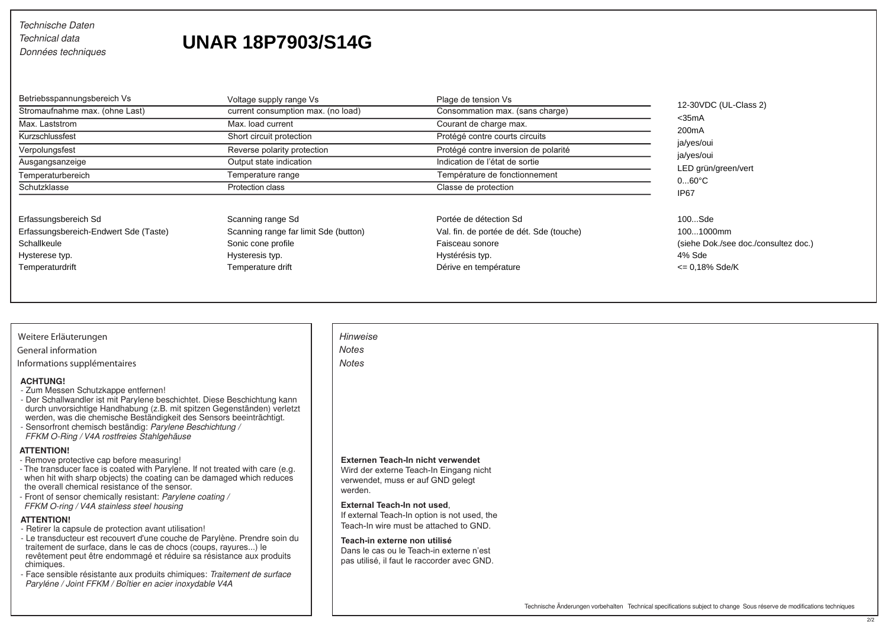Technische Daten
Technical data
Données techniques

# UNAR 18P7903/S14G

| | | | |
|---|---|---|---|
| Betriebsspannungsbereich Vs | Voltage supply range Vs | Plage de tension Vs | 12-30VDC (UL-Class 2) |
| Stromaufnahme max. (ohne Last) | current consumption max. (no load) | Consommation max. (sans charge) | <35mA |
| Max. Laststrom | Max. load current | Courant de charge max. | 200mA |
| Kurzschlussfest | Short circuit protection | Protégé contre courts circuits | ja/yes/oui |
| Verpolungsfest | Reverse polarity protection | Protégé contre inversion de polarité | ja/yes/oui |
| Ausgangsanzeige | Output state indication | Indication de l'état de sortie | LED grün/green/vert |
| Temperaturbereich | Temperature range | Température de fonctionnement | 0...60°C |
| Schutzklasse | Protection class | Classe de protection | IP67 |

| | | | |
|---|---|---|---|
| Erfassungsbereich Sd | Scanning range Sd | Portée de détection Sd | 100...Sde |
| Erfassungsbereich-Endwert Sde (Taste) | Scanning range far limit Sde (button) | Val. fin. de portée de dét. Sde (touche) | 100...1000mm |
| Schallkeule | Sonic cone profile | Faisceau sonore | (siehe Dok./see doc./consultez doc.) |
| Hysterese typ. | Hysteresis typ. | Hystérésis typ. | 4% Sde |
| Temperaturdrift | Temperature drift | Dérive en température | <= 0,18% Sde/K |

## Weitere Erläuterungen
## General information
## Informations supplémentaires

**ACHTUNG!**
- Zum Messen Schutzkappe entfernen!
- Der Schallwandler ist mit Parylene beschichtet. Diese Beschichtung kann durch unvorsichtige Handhabung (z.B. mit spitzen Gegenständen) verletzt werden, was die chemische Beständigkeit des Sensors beeinträchtigt.
- Sensorfront chemisch beständig: *Parylene Beschichtung / FFKM O-Ring / V4A rostfreies Stahlgehäuse*

**ATTENTION!**
- Remove protective cap before measuring!
- The transducer face is coated with Parylene. If not treated with care (e.g. when hit with sharp objects) the coating can be damaged which reduces the overall chemical resistance of the sensor.
- Front of sensor chemically resistant: *Parylene coating / FFKM O-ring / V4A stainless steel housing*

**ATTENTION!**
- Retirer la capsule de protection avant utilisation!
- Le transducteur est recouvert d'une couche de Parylène. Prendre soin du traitement de surface, dans le cas de chocs (coups, rayures...) le revêtement peut être endommagé et réduire sa résistance aux produits chimiques.
- Face sensible résistante aux produits chimiques: *Traitement de surface Paryléne / Joint FFKM / Boîtier en acier inoxydable V4A*

## Hinweise
## Notes
## Notes

**Externen Teach-In nicht verwendet**
Wird der externe Teach-In Eingang nicht verwendet, muss er auf GND gelegt werden.

**External Teach-In not used**,
If external Teach-In option is not used, the Teach-In wire must be attached to GND.

**Teach-in externe non utilisé**
Dans le cas ou le Teach-in externe n'est pas utilisé, il faut le raccorder avec GND.

Technische Änderungen vorbehalten Technical specifications subject to change Sous réserve de modifications techniques